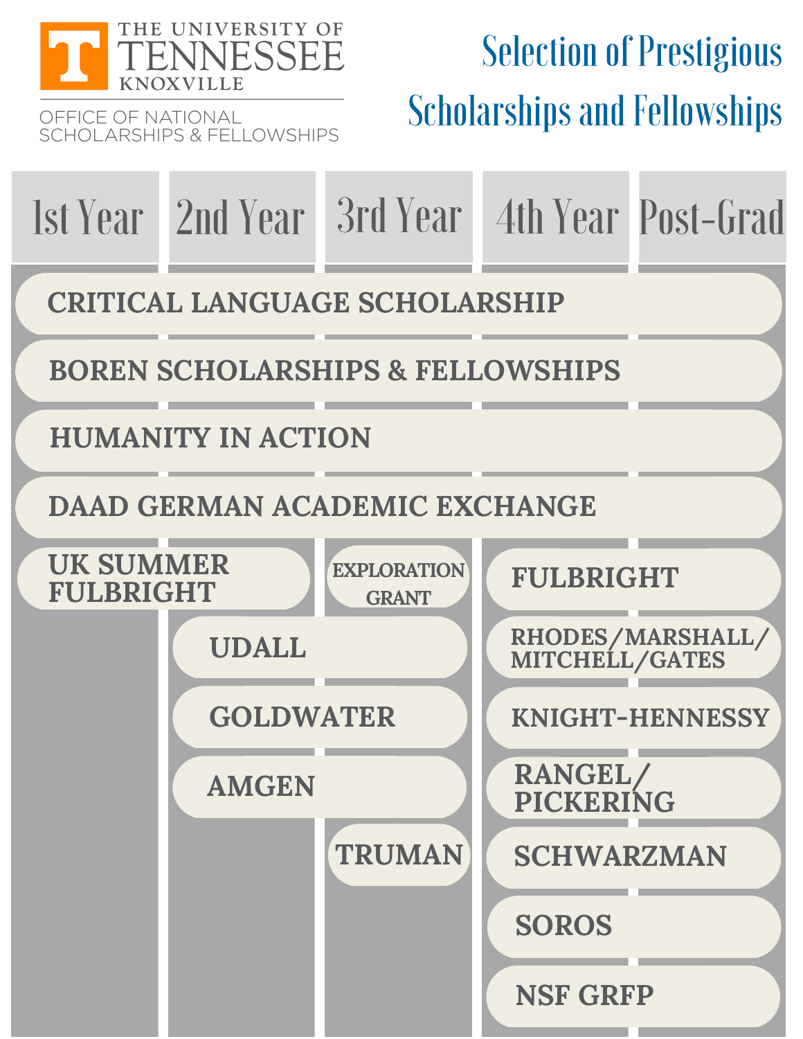THE UNIVERSITY OF TENNESSEE KNOXVILLE

OFFICE OF NATIONAL SCHOLARSHIPS & FELLOWSHIPS

# Selection of Prestigious Scholarships and Fellowships

| 1st Year | 2nd Year | 3rd Year | 4th Year | Post-Grad |
|---|---|---|---|---|
| CRITICAL LANGUAGE SCHOLARSHIP | | | | |
| BOREN SCHOLARSHIPS & FELLOWSHIPS | | | | |
| HUMANITY IN ACTION | | | | |
| DAAD GERMAN ACADEMIC EXCHANGE | | | | |
| UK SUMMER FULBRIGHT | | EXPLORATION GRANT | FULBRIGHT | |
| | UDALL | | RHODES/MARSHALL/ MITCHELL/GATES | |
| | GOLDWATER | | KNIGHT-HENNESSY | |
| | AMGEN | | RANGEL/ PICKERING | |
| | | TRUMAN | SCHWARZMAN | |
| | | | SOROS | |
| | | | NSF GRFP | |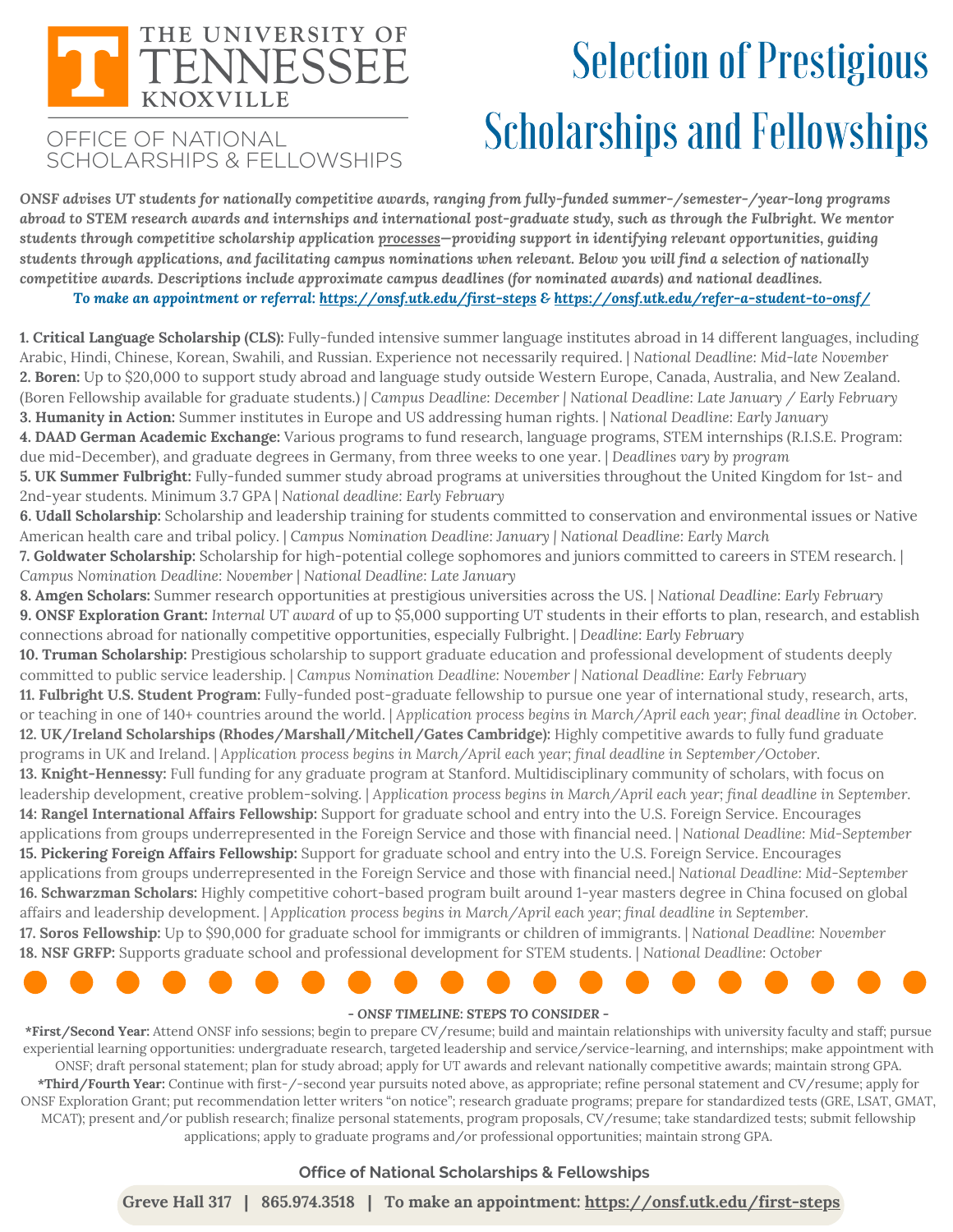THE UNIVERSITY OF TENNESSEE KNOXVILLE

OFFICE OF NATIONAL SCHOLARSHIPS & FELLOWSHIPS

# Selection of Prestigious Scholarships and Fellowships

***ONSF advises UT students for nationally competitive awards, ranging from fully-funded summer-/semester-/year-long programs abroad to STEM research awards and internships and international post-graduate study, such as through the Fulbright. We mentor students through competitive scholarship application processes—providing support in identifying relevant opportunities, guiding students through applications, and facilitating campus nominations when relevant. Below you will find a selection of nationally competitive awards. Descriptions include approximate campus deadlines (for nominated awards) and national deadlines.***

***To make an appointment or referral: https://onsf.utk.edu/first-steps & https://onsf.utk.edu/refer-a-student-to-onsf/***

1. **Critical Language Scholarship (CLS):** Fully-funded intensive summer language institutes abroad in 14 different languages, including Arabic, Hindi, Chinese, Korean, Swahili, and Russian. Experience not necessarily required. | *National Deadline: Mid-late November*
2. **Boren:** Up to $20,000 to support study abroad and language study outside Western Europe, Canada, Australia, and New Zealand. (Boren Fellowship available for graduate students.) | *Campus Deadline: December | National Deadline: Late January / Early February*
3. **Humanity in Action:** Summer institutes in Europe and US addressing human rights. | *National Deadline: Early January*
4. **DAAD German Academic Exchange:** Various programs to fund research, language programs, STEM internships (R.I.S.E. Program: due mid-December), and graduate degrees in Germany, from three weeks to one year. | *Deadlines vary by program*
5. **UK Summer Fulbright:** Fully-funded summer study abroad programs at universities throughout the United Kingdom for 1st- and 2nd-year students. Minimum 3.7 GPA | *National deadline: Early February*
6. **Udall Scholarship:** Scholarship and leadership training for students committed to conservation and environmental issues or Native American health care and tribal policy. | *Campus Nomination Deadline: January | National Deadline: Early March*
7. **Goldwater Scholarship:** Scholarship for high-potential college sophomores and juniors committed to careers in STEM research. | *Campus Nomination Deadline: November | National Deadline: Late January*
8. **Amgen Scholars:** Summer research opportunities at prestigious universities across the US. | *National Deadline: Early February*
9. **ONSF Exploration Grant:** *Internal UT award* of up to $5,000 supporting UT students in their efforts to plan, research, and establish connections abroad for nationally competitive opportunities, especially Fulbright. | *Deadline: Early February*
10. **Truman Scholarship:** Prestigious scholarship to support graduate education and professional development of students deeply committed to public service leadership. | *Campus Nomination Deadline: November | National Deadline: Early February*
11. **Fulbright U.S. Student Program:** Fully-funded post-graduate fellowship to pursue one year of international study, research, arts, or teaching in one of 140+ countries around the world. | *Application process begins in March/April each year; final deadline in October.*
12. **UK/Ireland Scholarships (Rhodes/Marshall/Mitchell/Gates Cambridge):** Highly competitive awards to fully fund graduate programs in UK and Ireland. | *Application process begins in March/April each year; final deadline in September/October.*
13. **Knight-Hennessy:** Full funding for any graduate program at Stanford. Multidisciplinary community of scholars, with focus on leadership development, creative problem-solving. | *Application process begins in March/April each year; final deadline in September.*
14. **Rangel International Affairs Fellowship:** Support for graduate school and entry into the U.S. Foreign Service. Encourages applications from groups underrepresented in the Foreign Service and those with financial need. | *National Deadline: Mid-September*
15. **Pickering Foreign Affairs Fellowship:** Support for graduate school and entry into the U.S. Foreign Service. Encourages applications from groups underrepresented in the Foreign Service and those with financial need.| *National Deadline: Mid-September*
16. **Schwarzman Scholars:** Highly competitive cohort-based program built around 1-year masters degree in China focused on global affairs and leadership development. | *Application process begins in March/April each year; final deadline in September.*
17. **Soros Fellowship:** Up to $90,000 for graduate school for immigrants or children of immigrants. | *National Deadline: November*
18. **NSF GRFP:** Supports graduate school and professional development for STEM students. | *National Deadline: October*

## - ONSF TIMELINE: STEPS TO CONSIDER -

***First/Second Year:** Attend ONSF info sessions; begin to prepare CV/resume; build and maintain relationships with university faculty and staff; pursue experiential learning opportunities: undergraduate research, targeted leadership and service/service-learning, and internships; make appointment with ONSF; draft personal statement; plan for study abroad; apply for UT awards and relevant nationally competitive awards; maintain strong GPA.

***Third/Fourth Year:** Continue with first-/-second year pursuits noted above, as appropriate; refine personal statement and CV/resume; apply for ONSF Exploration Grant; put recommendation letter writers "on notice"; research graduate programs; prepare for standardized tests (GRE, LSAT, GMAT, MCAT); present and/or publish research; finalize personal statements, program proposals, CV/resume; take standardized tests; submit fellowship applications; apply to graduate programs and/or professional opportunities; maintain strong GPA.

**Office of National Scholarships & Fellowships**

**Greve Hall 317 | 865.974.3518 | To make an appointment: https://onsf.utk.edu/first-steps**